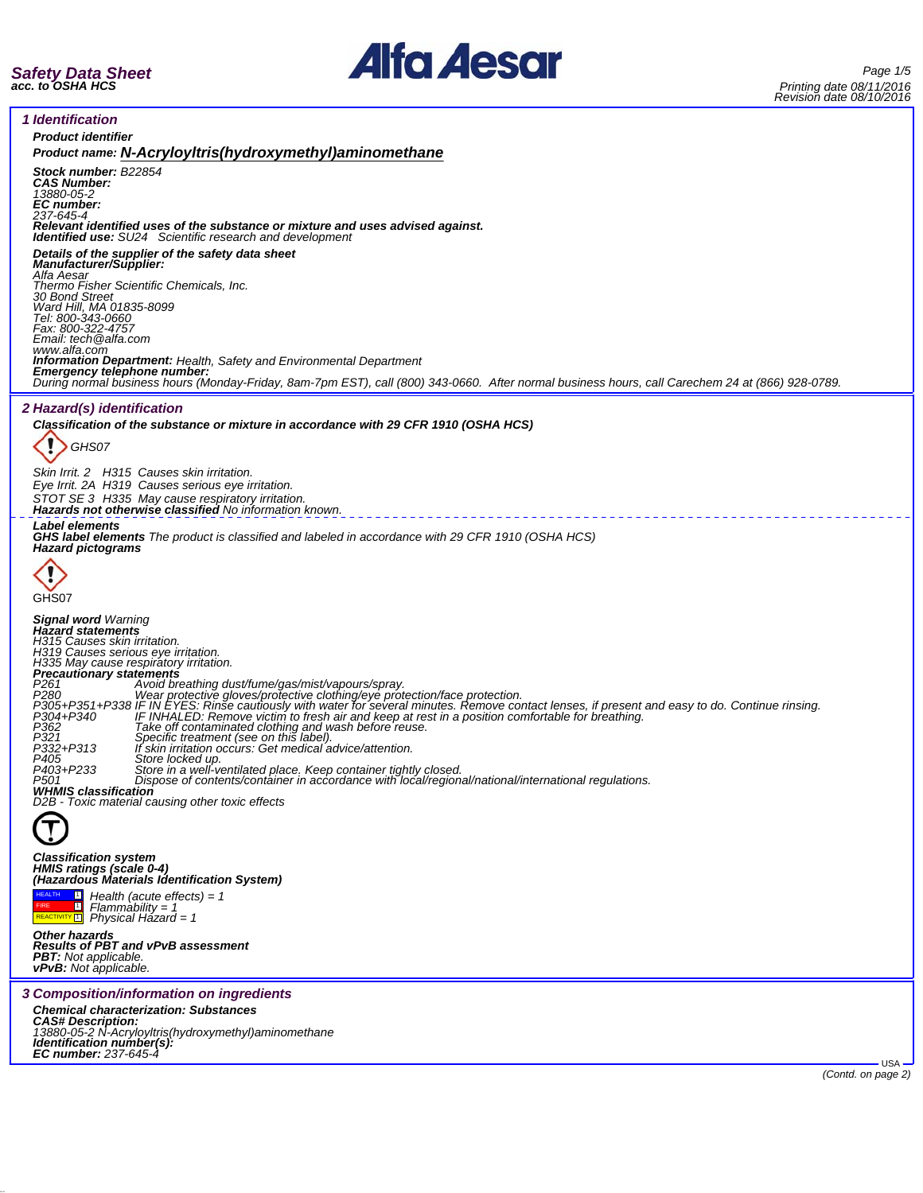**Safety Data Sheet**
**acc. to OSHA HCS**

Printing date 08/11/2016
Revision date 08/10/2016

## 1 Identification

**Product identifier**

**Product name: N-Acryloyltris(hydroxymethyl)aminomethane**

**Stock number:** B22854
**CAS Number:**
13880-05-2
**EC number:**
237-645-4
**Relevant identified uses of the substance or mixture and uses advised against.**
**Identified use:** SU24 Scientific research and development

**Details of the supplier of the safety data sheet**
**Manufacturer/Supplier:**
Alfa Aesar
Thermo Fisher Scientific Chemicals, Inc.
30 Bond Street
Ward Hill, MA 01835-8099
Tel: 800-343-0660
Fax: 800-322-4757
Email: tech@alfa.com
www.alfa.com
**Information Department:** Health, Safety and Environmental Department
**Emergency telephone number:**
During normal business hours (Monday-Friday, 8am-7pm EST), call (800) 343-0660. After normal business hours, call Carechem 24 at (866) 928-0789.

## 2 Hazard(s) identification

**Classification of the substance or mixture in accordance with 29 CFR 1910 (OSHA HCS)**

GHS07

Skin Irrit. 2 H315 Causes skin irritation.
Eye Irrit. 2A H319 Causes serious eye irritation.
STOT SE 3 H335 May cause respiratory irritation.
**Hazards not otherwise classified** No information known.

**Label elements**
**GHS label elements** The product is classified and labeled in accordance with 29 CFR 1910 (OSHA HCS)
**Hazard pictograms**

GHS07

**Signal word** Warning
**Hazard statements**
H315 Causes skin irritation.
H319 Causes serious eye irritation.
H335 May cause respiratory irritation.
**Precautionary statements**

| | |
|---|---|
| P261 | Avoid breathing dust/fume/gas/mist/vapours/spray. |
| P280 | Wear protective gloves/protective clothing/eye protection/face protection. |
| P305+P351+P338 | IF IN EYES: Rinse cautiously with water for several minutes. Remove contact lenses, if present and easy to do. Continue rinsing. |
| P304+P340 | IF INHALED: Remove victim to fresh air and keep at rest in a position comfortable for breathing. |
| P362 | Take off contaminated clothing and wash before reuse. |
| P321 | Specific treatment (see on this label). |
| P332+P313 | If skin irritation occurs: Get medical advice/attention. |
| P405 | Store locked up. |
| P403+P233 | Store in a well-ventilated place. Keep container tightly closed. |
| P501 | Dispose of contents/container in accordance with local/regional/national/international regulations. |

**WHMIS classification**
D2B - Toxic material causing other toxic effects

**Classification system**
**HMIS ratings (scale 0-4)**
**(Hazardous Materials Identification System)**

HEALTH 1 Health (acute effects) = 1
FIRE 1 Flammability = 1
REACTIVITY 1 Physical Hazard = 1

**Other hazards**
**Results of PBT and vPvB assessment**
**PBT:** Not applicable.
**vPvB:** Not applicable.

## 3 Composition/information on ingredients

**Chemical characterization: Substances**
**CAS# Description:**
13880-05-2 N-Acryloyltris(hydroxymethyl)aminomethane
**Identification number(s):**
**EC number:** 237-645-4

USA

(Contd. on page 2)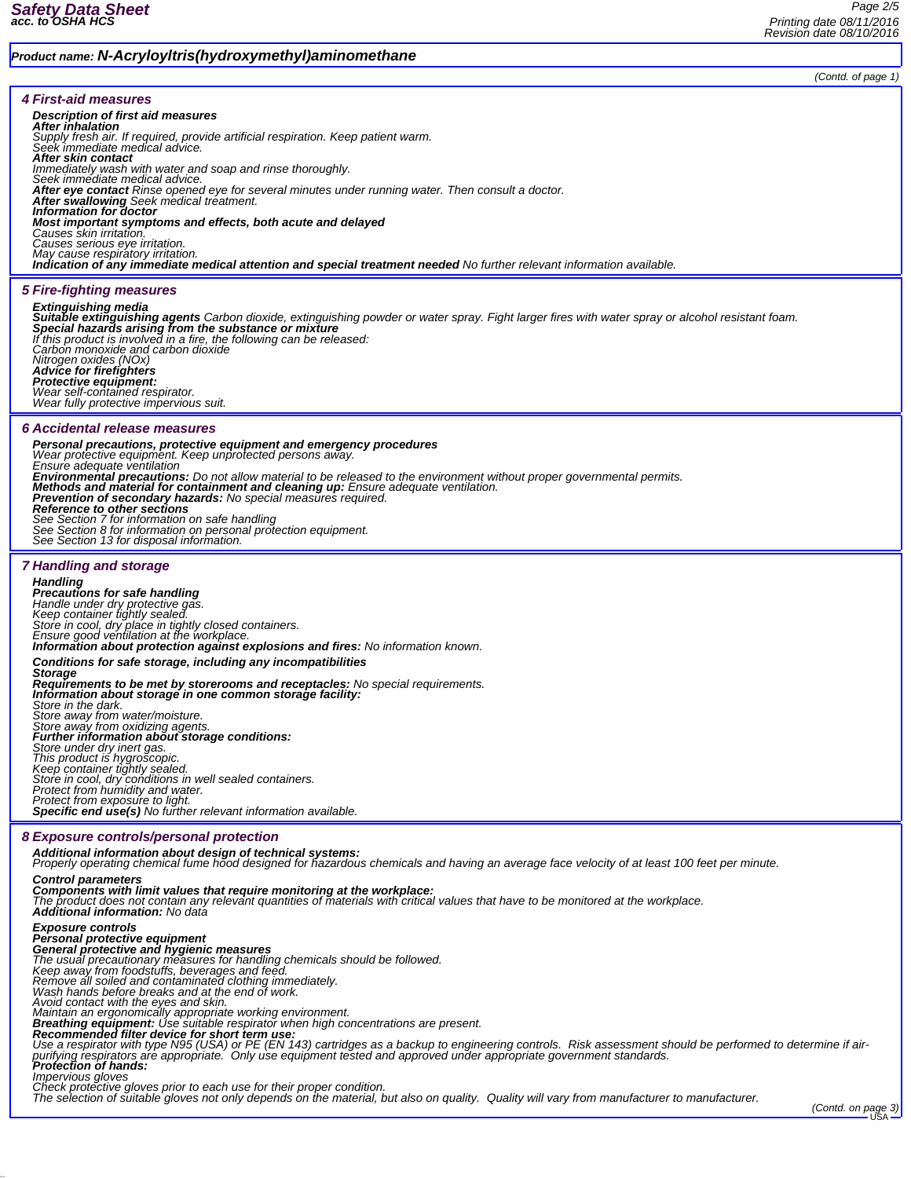**Product name: N-Acryloyltris(hydroxymethyl)aminomethane**

(Contd. of page 1)

## 4 First-aid measures

**Description of first aid measures**
**After inhalation**
Supply fresh air. If required, provide artificial respiration. Keep patient warm.
Seek immediate medical advice.
**After skin contact**
Immediately wash with water and soap and rinse thoroughly.
Seek immediate medical advice.
**After eye contact** Rinse opened eye for several minutes under running water. Then consult a doctor.
**After swallowing** Seek medical treatment.
**Information for doctor**
**Most important symptoms and effects, both acute and delayed**
Causes skin irritation.
Causes serious eye irritation.
May cause respiratory irritation.
**Indication of any immediate medical attention and special treatment needed** No further relevant information available.

## 5 Fire-fighting measures

**Extinguishing media**
**Suitable extinguishing agents** Carbon dioxide, extinguishing powder or water spray. Fight larger fires with water spray or alcohol resistant foam.
**Special hazards arising from the substance or mixture**
If this product is involved in a fire, the following can be released:
Carbon monoxide and carbon dioxide
Nitrogen oxides (NOx)
**Advice for firefighters**
**Protective equipment:**
Wear self-contained respirator.
Wear fully protective impervious suit.

## 6 Accidental release measures

**Personal precautions, protective equipment and emergency procedures**
Wear protective equipment. Keep unprotected persons away.
Ensure adequate ventilation
**Environmental precautions:** Do not allow material to be released to the environment without proper governmental permits.
**Methods and material for containment and cleaning up:** Ensure adequate ventilation.
**Prevention of secondary hazards:** No special measures required.
**Reference to other sections**
See Section 7 for information on safe handling
See Section 8 for information on personal protection equipment.
See Section 13 for disposal information.

## 7 Handling and storage

**Handling**
**Precautions for safe handling**
Handle under dry protective gas.
Keep container tightly sealed.
Store in cool, dry place in tightly closed containers.
Ensure good ventilation at the workplace.
**Information about protection against explosions and fires:** No information known.

**Conditions for safe storage, including any incompatibilities**
**Storage**
**Requirements to be met by storerooms and receptacles:** No special requirements.
**Information about storage in one common storage facility:**
Store in the dark.
Store away from water/moisture.
Store away from oxidizing agents.
**Further information about storage conditions:**
Store under dry inert gas.
This product is hygroscopic.
Keep container tightly sealed.
Store in cool, dry conditions in well sealed containers.
Protect from humidity and water.
Protect from exposure to light.
**Specific end use(s)** No further relevant information available.

## 8 Exposure controls/personal protection

**Additional information about design of technical systems:**
Properly operating chemical fume hood designed for hazardous chemicals and having an average face velocity of at least 100 feet per minute.

**Control parameters**
**Components with limit values that require monitoring at the workplace:**
The product does not contain any relevant quantities of materials with critical values that have to be monitored at the workplace.
**Additional information:** No data

**Exposure controls**
**Personal protective equipment**
**General protective and hygienic measures**
The usual precautionary measures for handling chemicals should be followed.
Keep away from foodstuffs, beverages and feed.
Remove all soiled and contaminated clothing immediately.
Wash hands before breaks and at the end of work.
Avoid contact with the eyes and skin.
Maintain an ergonomically appropriate working environment.
**Breathing equipment:** Use suitable respirator when high concentrations are present.
**Recommended filter device for short term use:**
Use a respirator with type N95 (USA) or PE (EN 143) cartridges as a backup to engineering controls. Risk assessment should be performed to determine if air-purifying respirators are appropriate. Only use equipment tested and approved under appropriate government standards.
**Protection of hands:**
Impervious gloves
Check protective gloves prior to each use for their proper condition.
The selection of suitable gloves not only depends on the material, but also on quality. Quality will vary from manufacturer to manufacturer.

(Contd. on page 3)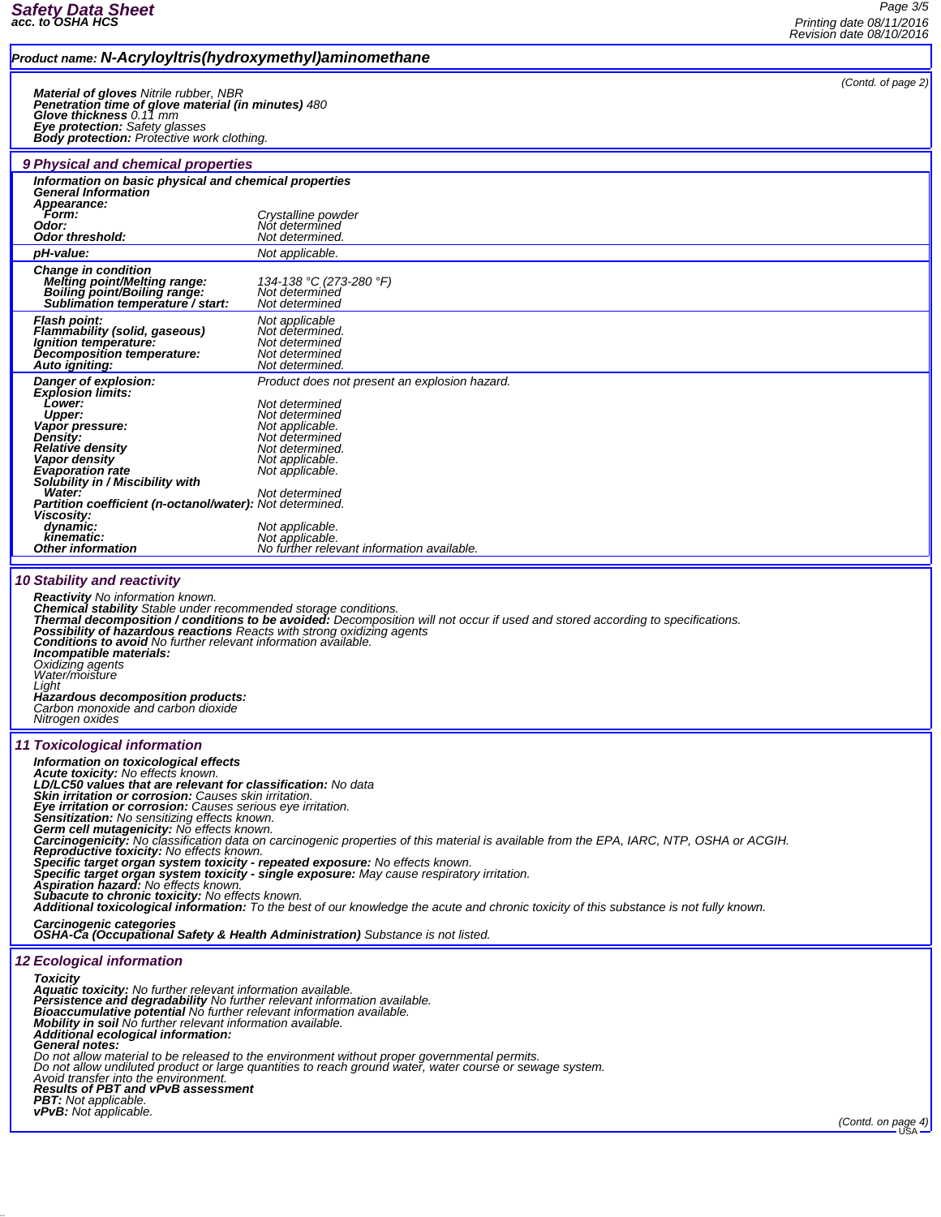**Product name: N-Acryloyltris(hydroxymethyl)aminomethane**

(Contd. of page 2)

**Material of gloves** Nitrile rubber, NBR
**Penetration time of glove material (in minutes)** 480
**Glove thickness** 0.11 mm
**Eye protection:** Safety glasses
**Body protection:** Protective work clothing.

## 9 Physical and chemical properties

**Information on basic physical and chemical properties**
**General Information**

| | |
|---|---|
| **Appearance:** | |
| **Form:** | Crystalline powder |
| **Odor:** | Not determined |
| **Odor threshold:** | Not determined. |
| **pH-value:** | Not applicable. |
| **Change in condition** | |
| **Melting point/Melting range:** | 134-138 °C (273-280 °F) |
| **Boiling point/Boiling range:** | Not determined |
| **Sublimation temperature / start:** | Not determined |
| **Flash point:** | Not applicable |
| **Flammability (solid, gaseous)** | Not determined. |
| **Ignition temperature:** | Not determined |
| **Decomposition temperature:** | Not determined |
| **Auto igniting:** | Not determined. |
| **Danger of explosion:** | Product does not present an explosion hazard. |
| **Explosion limits:** | |
| **Lower:** | Not determined |
| **Upper:** | Not determined |
| **Vapor pressure:** | Not applicable. |
| **Density:** | Not determined |
| **Relative density** | Not determined. |
| **Vapor density** | Not applicable. |
| **Evaporation rate** | Not applicable. |
| **Solubility in / Miscibility with** | |
| **Water:** | Not determined |
| **Partition coefficient (n-octanol/water):** | Not determined. |
| **Viscosity:** | |
| **dynamic:** | Not applicable. |
| **kinematic:** | Not applicable. |
| **Other information** | No further relevant information available. |

## 10 Stability and reactivity

**Reactivity** No information known.
**Chemical stability** Stable under recommended storage conditions.
**Thermal decomposition / conditions to be avoided:** Decomposition will not occur if used and stored according to specifications.
**Possibility of hazardous reactions** Reacts with strong oxidizing agents
**Conditions to avoid** No further relevant information available.
**Incompatible materials:**
Oxidizing agents
Water/moisture
Light
**Hazardous decomposition products:**
Carbon monoxide and carbon dioxide
Nitrogen oxides

## 11 Toxicological information

**Information on toxicological effects**
**Acute toxicity:** No effects known.
**LD/LC50 values that are relevant for classification:** No data
**Skin irritation or corrosion:** Causes skin irritation.
**Eye irritation or corrosion:** Causes serious eye irritation.
**Sensitization:** No sensitizing effects known.
**Germ cell mutagenicity:** No effects known.
**Carcinogenicity:** No classification data on carcinogenic properties of this material is available from the EPA, IARC, NTP, OSHA or ACGIH.
**Reproductive toxicity:** No effects known.
**Specific target organ system toxicity - repeated exposure:** No effects known.
**Specific target organ system toxicity - single exposure:** May cause respiratory irritation.
**Aspiration hazard:** No effects known.
**Subacute to chronic toxicity:** No effects known.
**Additional toxicological information:** To the best of our knowledge the acute and chronic toxicity of this substance is not fully known.

**Carcinogenic categories**
**OSHA-Ca (Occupational Safety & Health Administration)** Substance is not listed.

## 12 Ecological information

**Toxicity**
**Aquatic toxicity:** No further relevant information available.
**Persistence and degradability** No further relevant information available.
**Bioaccumulative potential** No further relevant information available.
**Mobility in soil** No further relevant information available.
**Additional ecological information:**
**General notes:**
Do not allow material to be released to the environment without proper governmental permits.
Do not allow undiluted product or large quantities to reach ground water, water course or sewage system.
Avoid transfer into the environment.
**Results of PBT and vPvB assessment**
**PBT:** Not applicable.
**vPvB:** Not applicable.

(Contd. on page 4)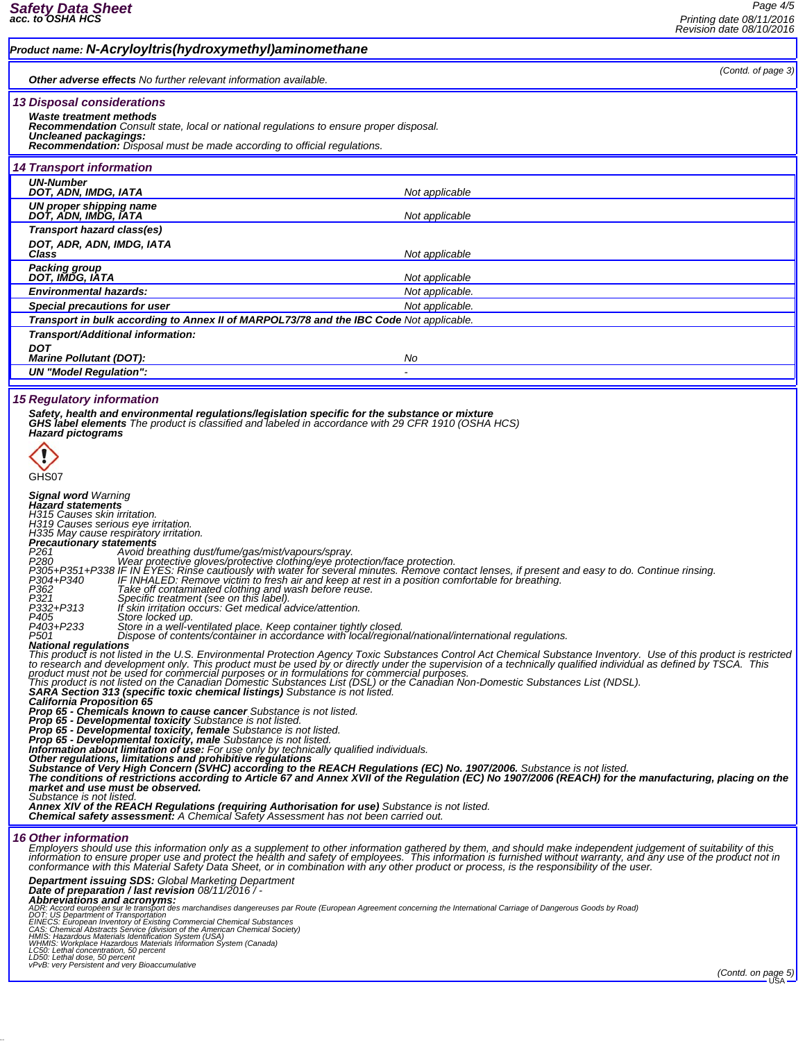## Product name: N-Acryloyltris(hydroxymethyl)aminomethane

(Contd. of page 3)

**Other adverse effects** No further relevant information available.

## 13 Disposal considerations

**Waste treatment methods**
**Recommendation** Consult state, local or national regulations to ensure proper disposal.
**Uncleaned packagings:**
**Recommendation:** Disposal must be made according to official regulations.

## 14 Transport information

| | |
|---|---|
| **UN-Number** **DOT, ADN, IMDG, IATA** | Not applicable |
| **UN proper shipping name** **DOT, ADN, IMDG, IATA** | Not applicable |
| **Transport hazard class(es)** **DOT, ADR, ADN, IMDG, IATA** **Class** | Not applicable |
| **Packing group** **DOT, IMDG, IATA** | Not applicable |
| **Environmental hazards:** | Not applicable. |
| **Special precautions for user** | Not applicable. |
| **Transport in bulk according to Annex II of MARPOL73/78 and the IBC Code** | Not applicable. |
| **Transport/Additional information:** **DOT** **Marine Pollutant (DOT):** | No |
| **UN "Model Regulation":** | - |

## 15 Regulatory information

**Safety, health and environmental regulations/legislation specific for the substance or mixture**
**GHS label elements** The product is classified and labeled in accordance with 29 CFR 1910 (OSHA HCS)
**Hazard pictograms**

GHS07

**Signal word** Warning
**Hazard statements**
*H315 Causes skin irritation.*
*H319 Causes serious eye irritation.*
*H335 May cause respiratory irritation.*
**Precautionary statements**

| | |
|---|---|
| P261 | Avoid breathing dust/fume/gas/mist/vapours/spray. |
| P280 | Wear protective gloves/protective clothing/eye protection/face protection. |
| P305+P351+P338 | IF IN EYES: Rinse cautiously with water for several minutes. Remove contact lenses, if present and easy to do. Continue rinsing. |
| P304+P340 | IF INHALED: Remove victim to fresh air and keep at rest in a position comfortable for breathing. |
| P362 | Take off contaminated clothing and wash before reuse. |
| P321 | Specific treatment (see on this label). |
| P332+P313 | If skin irritation occurs: Get medical advice/attention. |
| P405 | Store locked up. |
| P403+P233 | Store in a well-ventilated place. Keep container tightly closed. |
| P501 | Dispose of contents/container in accordance with local/regional/national/international regulations. |

**National regulations**
This product is not listed in the U.S. Environmental Protection Agency Toxic Substances Control Act Chemical Substance Inventory. Use of this product is restricted to research and development only. This product must be used by or directly under the supervision of a technically qualified individual as defined by TSCA. This product must not be used for commercial purposes or in formulations for commercial purposes.
This product is not listed on the Canadian Domestic Substances List (DSL) or the Canadian Non-Domestic Substances List (NDSL).
**SARA Section 313 (specific toxic chemical listings)** Substance is not listed.
**California Proposition 65**
**Prop 65 - Chemicals known to cause cancer** Substance is not listed.
**Prop 65 - Developmental toxicity** Substance is not listed.
**Prop 65 - Developmental toxicity, female** Substance is not listed.
**Prop 65 - Developmental toxicity, male** Substance is not listed.
**Information about limitation of use:** For use only by technically qualified individuals.
**Other regulations, limitations and prohibitive regulations**
**Substance of Very High Concern (SVHC) according to the REACH Regulations (EC) No. 1907/2006.** Substance is not listed.
**The conditions of restrictions according to Article 67 and Annex XVII of the Regulation (EC) No 1907/2006 (REACH) for the manufacturing, placing on the market and use must be observed.**
Substance is not listed.
**Annex XIV of the REACH Regulations (requiring Authorisation for use)** Substance is not listed.
**Chemical safety assessment:** A Chemical Safety Assessment has not been carried out.

## 16 Other information

Employers should use this information only as a supplement to other information gathered by them, and should make independent judgement of suitability of this information to ensure proper use and protect the health and safety of employees. This information is furnished without warranty, and any use of the product not in conformance with this Material Safety Data Sheet, or in combination with any other product or process, is the responsibility of the user.

**Department issuing SDS:** Global Marketing Department
**Date of preparation / last revision** 08/11/2016 / -
**Abbreviations and acronyms:**
ADR: Accord européen sur le transport des marchandises dangereuses par Route (European Agreement concerning the International Carriage of Dangerous Goods by Road)
DOT: US Department of Transportation
EINECS: European Inventory of Existing Commercial Chemical Substances
CAS: Chemical Abstracts Service (division of the American Chemical Society)
HMIS: Hazardous Materials Identification System (USA)
WHMIS: Workplace Hazardous Materials Information System (Canada)
LC50: Lethal concentration, 50 percent
LD50: Lethal dose, 50 percent
vPvB: very Persistent and very Bioaccumulative

(Contd. on page 5)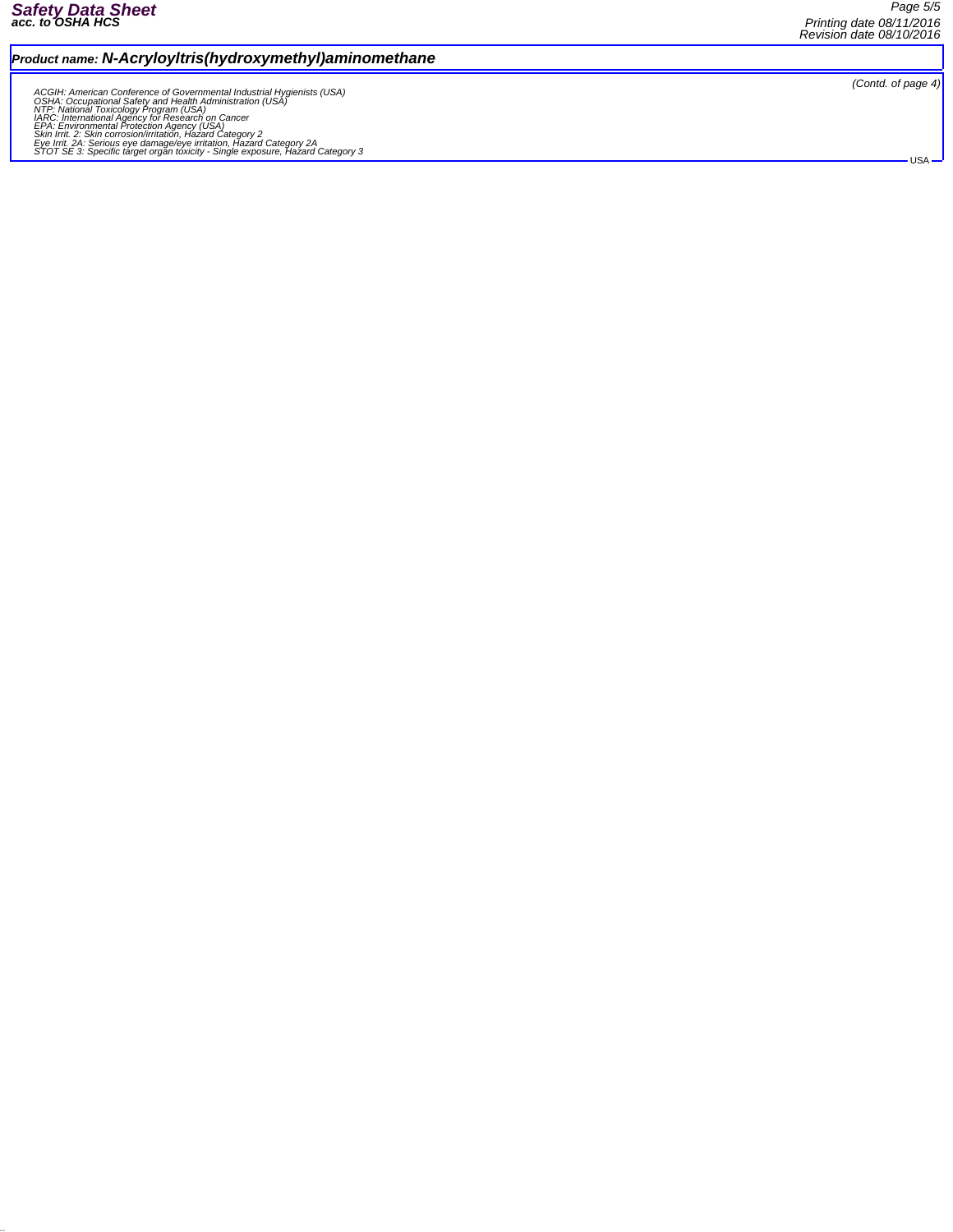## Product name: N-Acryloyltris(hydroxymethyl)aminomethane

(Contd. of page 4)

ACGIH: American Conference of Governmental Industrial Hygienists (USA)
OSHA: Occupational Safety and Health Administration (USA)
NTP: National Toxicology Program (USA)
IARC: International Agency for Research on Cancer
EPA: Environmental Protection Agency (USA)
Skin Irrit. 2: Skin corrosion/irritation, Hazard Category 2
Eye Irrit. 2A: Serious eye damage/eye irritation, Hazard Category 2A
STOT SE 3: Specific target organ toxicity - Single exposure, Hazard Category 3

USA